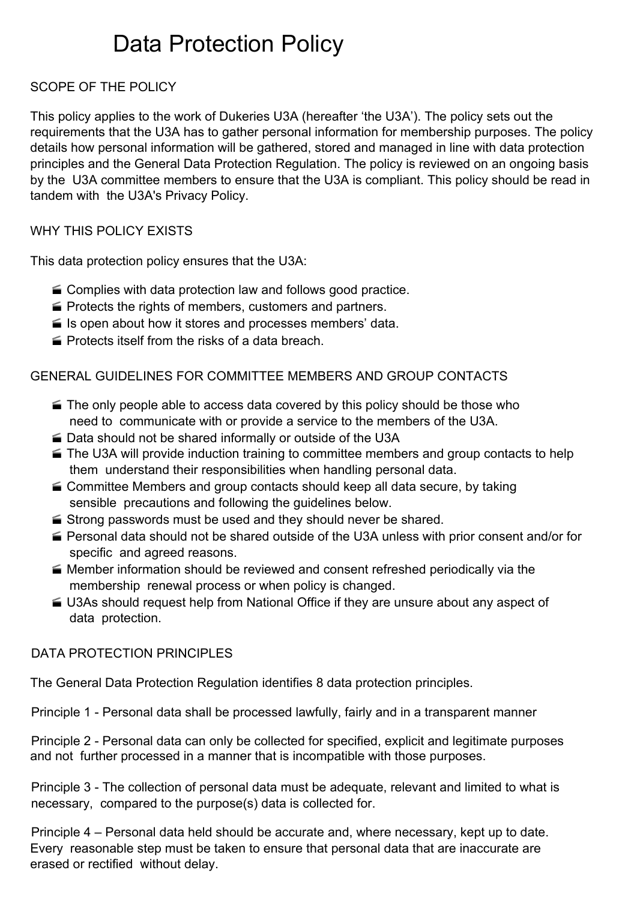# Data Protection Policy

## SCOPE OF THE POLICY

This policy applies to the work of Dukeries U3A (hereafter 'the U3A'). The policy sets out the requirements that the U3A has to gather personal information for membership purposes. The policy details how personal information will be gathered, stored and managed in line with data protection principles and the General Data Protection Regulation. The policy is reviewed on an ongoing basis by the U3A committee members to ensure that the U3A is compliant. This policy should be read in tandem with the U3A's Privacy Policy.

## WHY THIS POLICY EXISTS

This data protection policy ensures that the U3A:

- Complies with data protection law and follows good practice.
- Protects the rights of members, customers and partners.
- Is open about how it stores and processes members' data.
- Protects itself from the risks of a data breach.

## GENERAL GUIDELINES FOR COMMITTEE MEMBERS AND GROUP CONTACTS

- The only people able to access data covered by this policy should be those who need to communicate with or provide a service to the members of the U3A.
- Data should not be shared informally or outside of the U3A
- The U3A will provide induction training to committee members and group contacts to help them understand their responsibilities when handling personal data.
- Committee Members and group contacts should keep all data secure, by taking sensible precautions and following the guidelines below.
- Strong passwords must be used and they should never be shared.
- Personal data should not be shared outside of the U3A unless with prior consent and/or for specific and agreed reasons.
- Member information should be reviewed and consent refreshed periodically via the membership renewal process or when policy is changed.
- U3As should request help from National Office if they are unsure about any aspect of data protection.

## DATA PROTECTION PRINCIPLES

The General Data Protection Regulation identifies 8 data protection principles.

Principle 1 - Personal data shall be processed lawfully, fairly and in a transparent manner

Principle 2 - Personal data can only be collected for specified, explicit and legitimate purposes and not further processed in a manner that is incompatible with those purposes.

Principle 3 - The collection of personal data must be adequate, relevant and limited to what is necessary, compared to the purpose(s) data is collected for.

Principle 4 – Personal data held should be accurate and, where necessary, kept up to date. Every reasonable step must be taken to ensure that personal data that are inaccurate are erased or rectified without delay.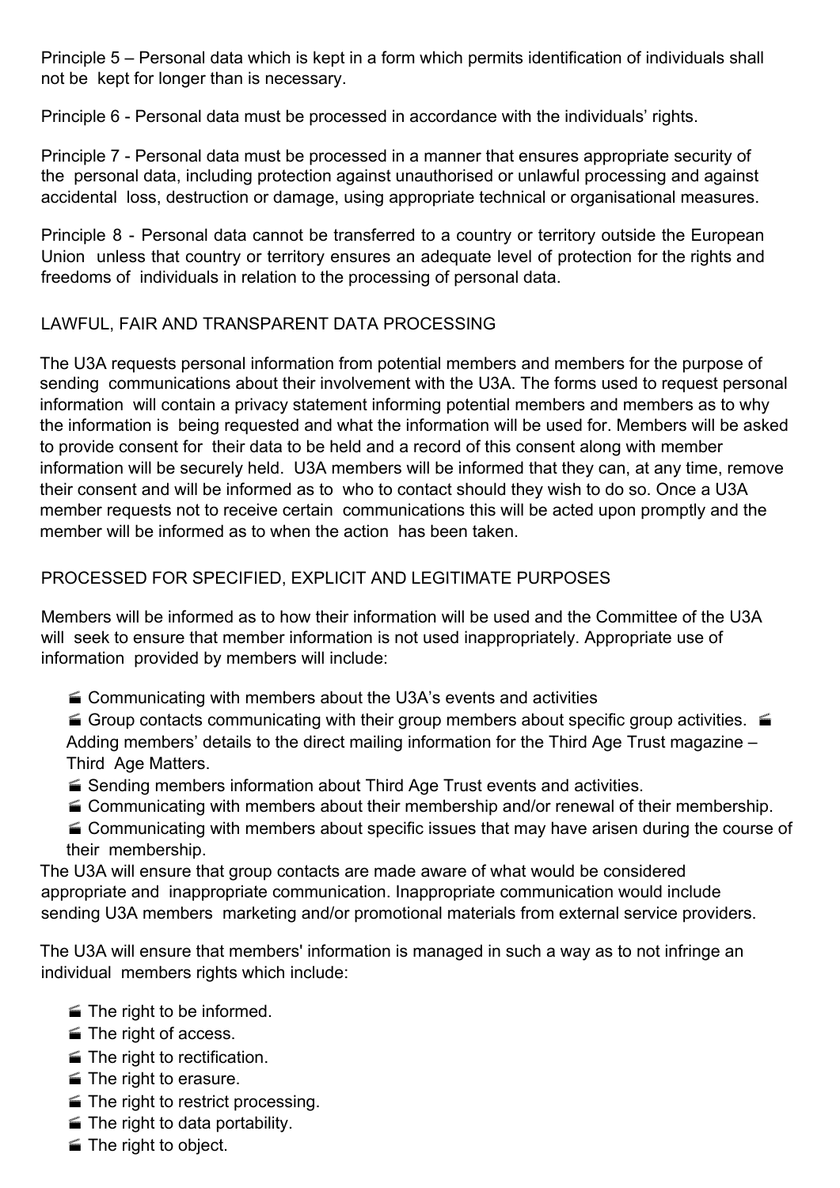Principle 5 – Personal data which is kept in a form which permits identification of individuals shall not be kept for longer than is necessary.

Principle 6 - Personal data must be processed in accordance with the individuals' rights.

Principle 7 - Personal data must be processed in a manner that ensures appropriate security of the personal data, including protection against unauthorised or unlawful processing and against accidental loss, destruction or damage, using appropriate technical or organisational measures.

Principle 8 - Personal data cannot be transferred to a country or territory outside the European Union unless that country or territory ensures an adequate level of protection for the rights and freedoms of individuals in relation to the processing of personal data.

## LAWFUL, FAIR AND TRANSPARENT DATA PROCESSING

The U3A requests personal information from potential members and members for the purpose of sending communications about their involvement with the U3A. The forms used to request personal information will contain a privacy statement informing potential members and members as to why the information is being requested and what the information will be used for. Members will be asked to provide consent for their data to be held and a record of this consent along with member information will be securely held. U3A members will be informed that they can, at any time, remove their consent and will be informed as to who to contact should they wish to do so. Once a U3A member requests not to receive certain communications this will be acted upon promptly and the member will be informed as to when the action has been taken.

## PROCESSED FOR SPECIFIED, EXPLICIT AND LEGITIMATE PURPOSES

Members will be informed as to how their information will be used and the Committee of the U3A will seek to ensure that member information is not used inappropriately. Appropriate use of information provided by members will include:

- Communicating with members about the U3A's events and activities
- Group contacts communicating with their group members about specific group activities.
- Adding members' details to the direct mailing information for the Third Age Trust magazine – Third Age Matters.
- Sending members information about Third Age Trust events and activities.
- Communicating with members about their membership and/or renewal of their membership.
- Communicating with members about specific issues that may have arisen during the course of their membership.

The U3A will ensure that group contacts are made aware of what would be considered appropriate and inappropriate communication. Inappropriate communication would include sending U3A members marketing and/or promotional materials from external service providers.

The U3A will ensure that members' information is managed in such a way as to not infringe an individual members rights which include:

- The right to be informed.
- The right of access.
- The right to rectification.
- The right to erasure.
- The right to restrict processing.
- The right to data portability.
- The right to object.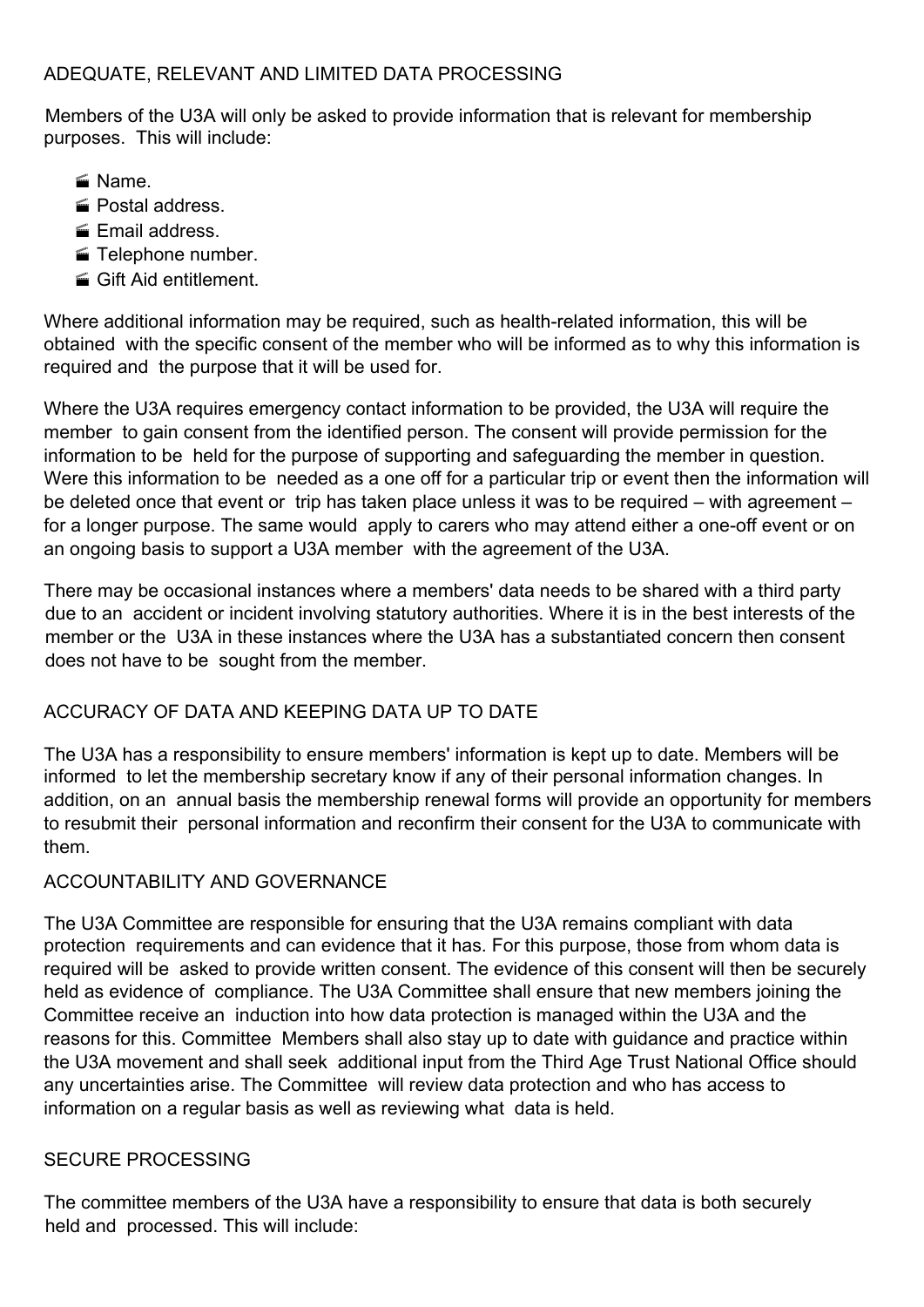## ADEQUATE, RELEVANT AND LIMITED DATA PROCESSING

Members of the U3A will only be asked to provide information that is relevant for membership purposes. This will include:

- Name.
- Postal address.
- Email address.
- Telephone number.
- Gift Aid entitlement.

Where additional information may be required, such as health-related information, this will be obtained with the specific consent of the member who will be informed as to why this information is required and the purpose that it will be used for.

Where the U3A requires emergency contact information to be provided, the U3A will require the member to gain consent from the identified person. The consent will provide permission for the information to be held for the purpose of supporting and safeguarding the member in question. Were this information to be needed as a one off for a particular trip or event then the information will be deleted once that event or trip has taken place unless it was to be required – with agreement – for a longer purpose. The same would apply to carers who may attend either a one-off event or on an ongoing basis to support a U3A member with the agreement of the U3A.

There may be occasional instances where a members' data needs to be shared with a third party due to an accident or incident involving statutory authorities. Where it is in the best interests of the member or the U3A in these instances where the U3A has a substantiated concern then consent does not have to be sought from the member.

## ACCURACY OF DATA AND KEEPING DATA UP TO DATE

The U3A has a responsibility to ensure members' information is kept up to date. Members will be informed to let the membership secretary know if any of their personal information changes. In addition, on an annual basis the membership renewal forms will provide an opportunity for members to resubmit their personal information and reconfirm their consent for the U3A to communicate with them.

## ACCOUNTABILITY AND GOVERNANCE

The U3A Committee are responsible for ensuring that the U3A remains compliant with data protection requirements and can evidence that it has. For this purpose, those from whom data is required will be asked to provide written consent. The evidence of this consent will then be securely held as evidence of compliance. The U3A Committee shall ensure that new members joining the Committee receive an induction into how data protection is managed within the U3A and the reasons for this. Committee Members shall also stay up to date with guidance and practice within the U3A movement and shall seek additional input from the Third Age Trust National Office should any uncertainties arise. The Committee will review data protection and who has access to information on a regular basis as well as reviewing what data is held.

## SECURE PROCESSING

The committee members of the U3A have a responsibility to ensure that data is both securely held and processed. This will include: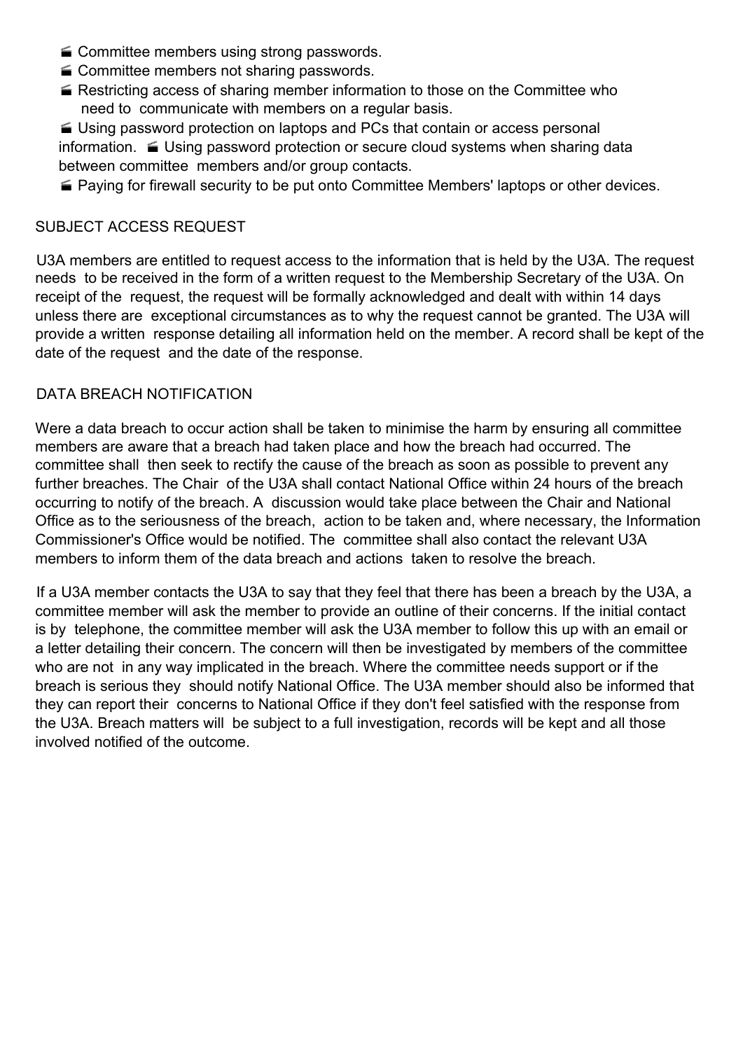- Committee members using strong passwords.
- Committee members not sharing passwords.
- Restricting access of sharing member information to those on the Committee who need to communicate with members on a regular basis.
- Using password protection on laptops and PCs that contain or access personal information.
- Using password protection or secure cloud systems when sharing data between committee members and/or group contacts.
- Paying for firewall security to be put onto Committee Members' laptops or other devices.

## SUBJECT ACCESS REQUEST

U3A members are entitled to request access to the information that is held by the U3A. The request needs to be received in the form of a written request to the Membership Secretary of the U3A. On receipt of the request, the request will be formally acknowledged and dealt with within 14 days unless there are exceptional circumstances as to why the request cannot be granted. The U3A will provide a written response detailing all information held on the member. A record shall be kept of the date of the request and the date of the response.

## DATA BREACH NOTIFICATION

Were a data breach to occur action shall be taken to minimise the harm by ensuring all committee members are aware that a breach had taken place and how the breach had occurred. The committee shall then seek to rectify the cause of the breach as soon as possible to prevent any further breaches. The Chair of the U3A shall contact National Office within 24 hours of the breach occurring to notify of the breach. A discussion would take place between the Chair and National Office as to the seriousness of the breach, action to be taken and, where necessary, the Information Commissioner's Office would be notified. The committee shall also contact the relevant U3A members to inform them of the data breach and actions taken to resolve the breach.

If a U3A member contacts the U3A to say that they feel that there has been a breach by the U3A, a committee member will ask the member to provide an outline of their concerns. If the initial contact is by telephone, the committee member will ask the U3A member to follow this up with an email or a letter detailing their concern. The concern will then be investigated by members of the committee who are not in any way implicated in the breach. Where the committee needs support or if the breach is serious they should notify National Office. The U3A member should also be informed that they can report their concerns to National Office if they don't feel satisfied with the response from the U3A. Breach matters will be subject to a full investigation, records will be kept and all those involved notified of the outcome.